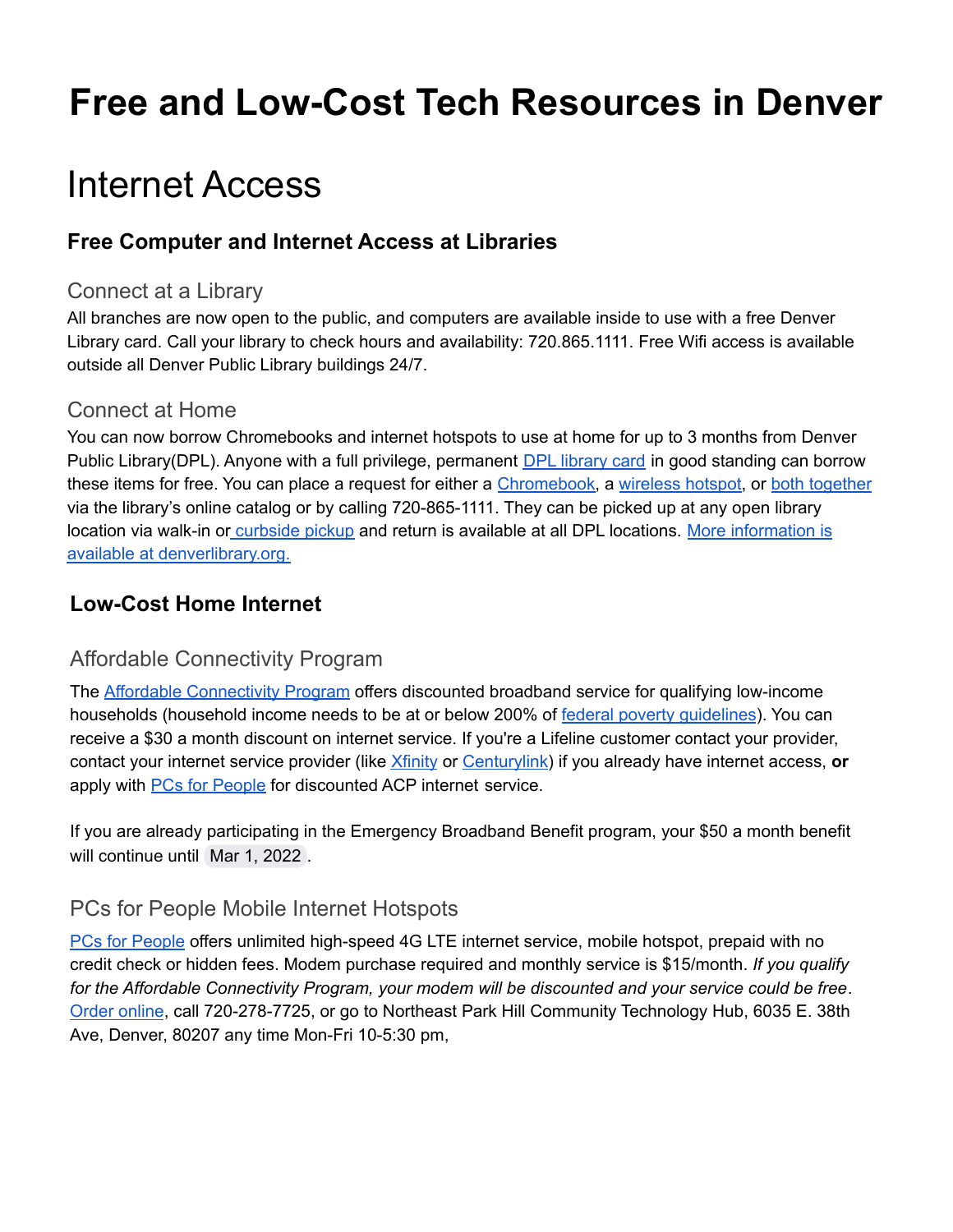# Free and Low-Cost Tech Resources in Denver

# Internet Access

### Free Computer and Internet Access at Libraries

#### Connect at a Library

All branches are now open to the public, and computers are available inside to use with a free Denver Library card. Call your library to check hours and availability: 720.865.1111. Free Wifi access is available outside all Denver Public Library buildings 24/7.

#### Connect at Home

You can now borrow Chromebooks and internet hotspots to use at home for up to 3 months from Denver Public Library(DPL). Anyone with a full privilege, permanent DPL library card in good standing can borrow these items for free. You can place a request for either a Chromebook, a wireless hotspot, or both together via the library's online catalog or by calling 720-865-1111. They can be picked up at any open library location via walk-in or curbside pickup and return is available at all DPL locations. More information is available at denverlibrary.org.

### Low-Cost Home Internet

#### Affordable Connectivity Program

The Affordable Connectivity Program offers discounted broadband service for qualifying low-income households (household income needs to be at or below 200% of federal poverty guidelines). You can receive a $30 a month discount on internet service. If you're a Lifeline customer contact your provider, contact your internet service provider (like Xfinity or Centurylink) if you already have internet access, **or** apply with PCs for People for discounted ACP internet service.

If you are already participating in the Emergency Broadband Benefit program, your $50 a month benefit will continue until Mar 1, 2022.

#### PCs for People Mobile Internet Hotspots

PCs for People offers unlimited high-speed 4G LTE internet service, mobile hotspot, prepaid with no credit check or hidden fees. Modem purchase required and monthly service is $15/month. *If you qualify for the Affordable Connectivity Program, your modem will be discounted and your service could be free*. Order online, call 720-278-7725, or go to Northeast Park Hill Community Technology Hub, 6035 E. 38th Ave, Denver, 80207 any time Mon-Fri 10-5:30 pm,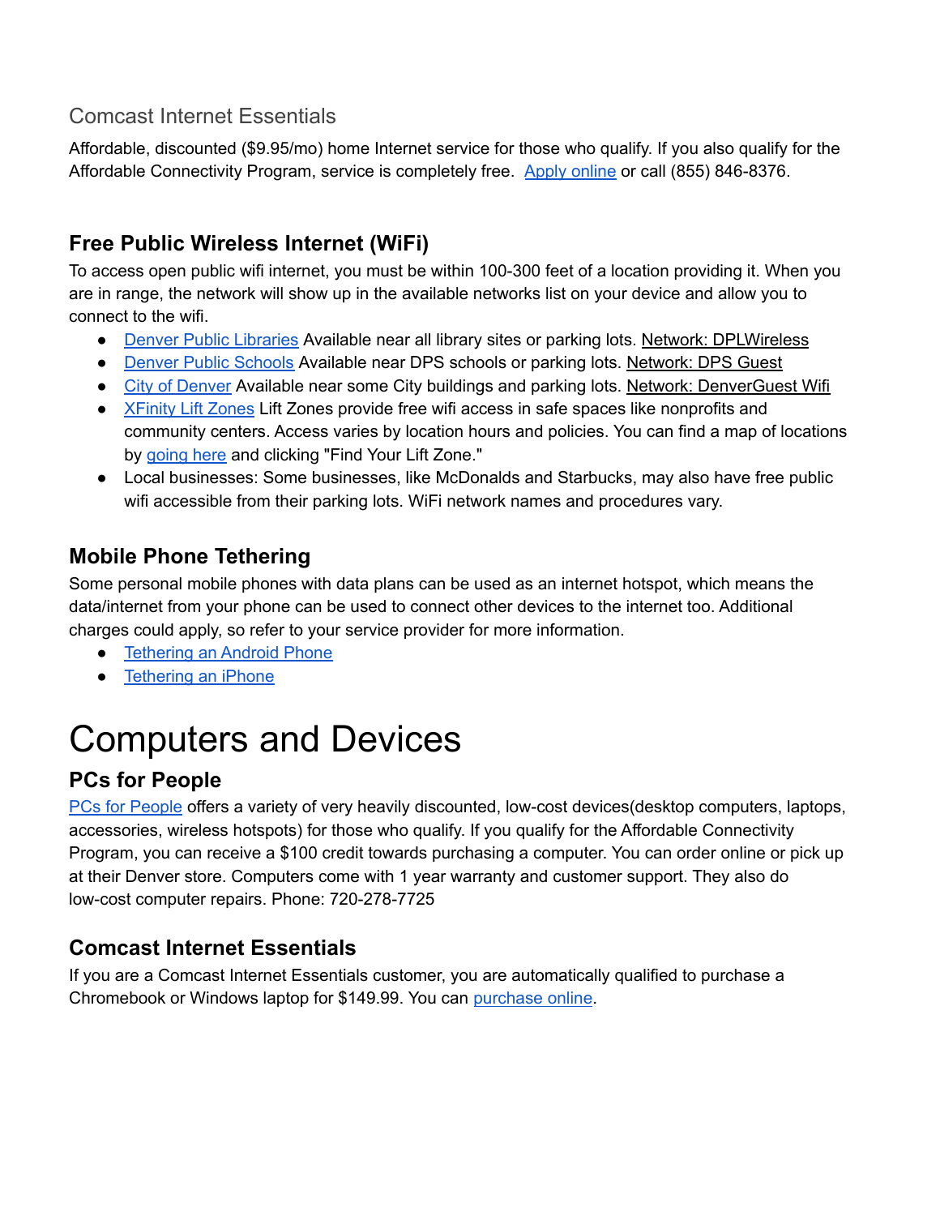### Comcast Internet Essentials

Affordable, discounted ($9.95/mo) home Internet service for those who qualify. If you also qualify for the Affordable Connectivity Program, service is completely free. Apply online or call (855) 846-8376.

## Free Public Wireless Internet (WiFi)

To access open public wifi internet, you must be within 100-300 feet of a location providing it. When you are in range, the network will show up in the available networks list on your device and allow you to connect to the wifi.

- Denver Public Libraries Available near all library sites or parking lots. Network: DPLWireless
- Denver Public Schools Available near DPS schools or parking lots. Network: DPS Guest
- City of Denver Available near some City buildings and parking lots. Network: DenverGuest Wifi
- XFinity Lift Zones Lift Zones provide free wifi access in safe spaces like nonprofits and community centers. Access varies by location hours and policies. You can find a map of locations by going here and clicking "Find Your Lift Zone."
- Local businesses: Some businesses, like McDonalds and Starbucks, may also have free public wifi accessible from their parking lots. WiFi network names and procedures vary.

## Mobile Phone Tethering

Some personal mobile phones with data plans can be used as an internet hotspot, which means the data/internet from your phone can be used to connect other devices to the internet too. Additional charges could apply, so refer to your service provider for more information.

- Tethering an Android Phone
- Tethering an iPhone

# Computers and Devices

## PCs for People

PCs for People offers a variety of very heavily discounted, low-cost devices(desktop computers, laptops, accessories, wireless hotspots) for those who qualify. If you qualify for the Affordable Connectivity Program, you can receive a $100 credit towards purchasing a computer. You can order online or pick up at their Denver store. Computers come with 1 year warranty and customer support. They also do low-cost computer repairs. Phone: 720-278-7725

## Comcast Internet Essentials

If you are a Comcast Internet Essentials customer, you are automatically qualified to purchase a Chromebook or Windows laptop for $149.99. You can purchase online.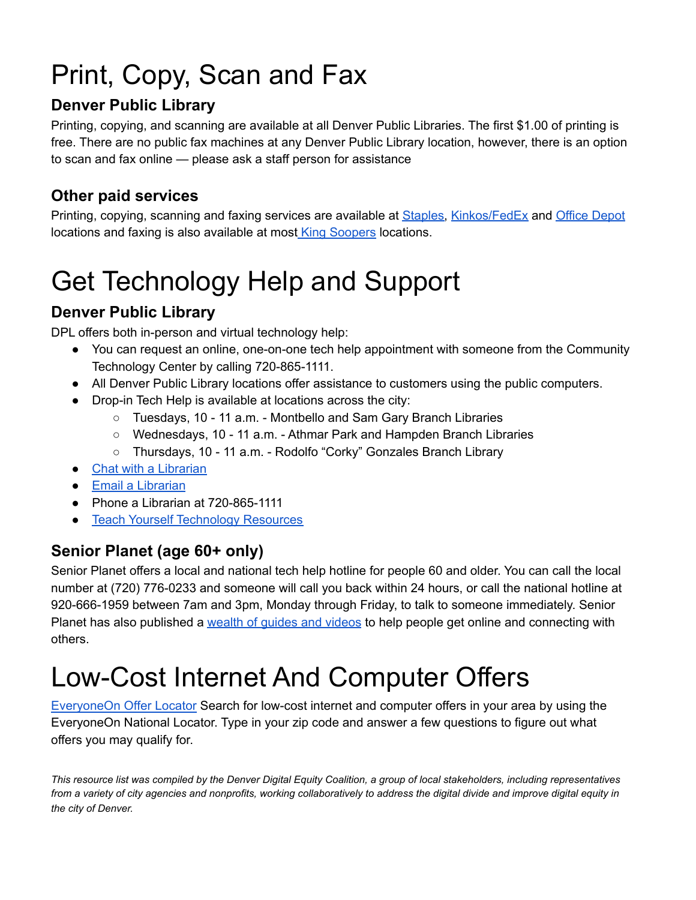# Print, Copy, Scan and Fax

### Denver Public Library

Printing, copying, and scanning are available at all Denver Public Libraries. The first $1.00 of printing is free. There are no public fax machines at any Denver Public Library location, however, there is an option to scan and fax online — please ask a staff person for assistance

### Other paid services

Printing, copying, scanning and faxing services are available at Staples, Kinkos/FedEx and Office Depot locations and faxing is also available at most King Soopers locations.

# Get Technology Help and Support

### Denver Public Library

DPL offers both in-person and virtual technology help:

- You can request an online, one-on-one tech help appointment with someone from the Community Technology Center by calling 720-865-1111.
- All Denver Public Library locations offer assistance to customers using the public computers.
- Drop-in Tech Help is available at locations across the city:
    - Tuesdays, 10 - 11 a.m. - Montbello and Sam Gary Branch Libraries
    - Wednesdays, 10 - 11 a.m. - Athmar Park and Hampden Branch Libraries
    - Thursdays, 10 - 11 a.m. - Rodolfo "Corky" Gonzales Branch Library
- Chat with a Librarian
- Email a Librarian
- Phone a Librarian at 720-865-1111
- Teach Yourself Technology Resources

### Senior Planet (age 60+ only)

Senior Planet offers a local and national tech help hotline for people 60 and older. You can call the local number at (720) 776-0233 and someone will call you back within 24 hours, or call the national hotline at 920-666-1959 between 7am and 3pm, Monday through Friday, to talk to someone immediately. Senior Planet has also published a wealth of guides and videos to help people get online and connecting with others.

# Low-Cost Internet And Computer Offers

EveryoneOn Offer Locator Search for low-cost internet and computer offers in your area by using the EveryoneOn National Locator. Type in your zip code and answer a few questions to figure out what offers you may qualify for.

*This resource list was compiled by the Denver Digital Equity Coalition, a group of local stakeholders, including representatives from a variety of city agencies and nonprofits, working collaboratively to address the digital divide and improve digital equity in the city of Denver.*